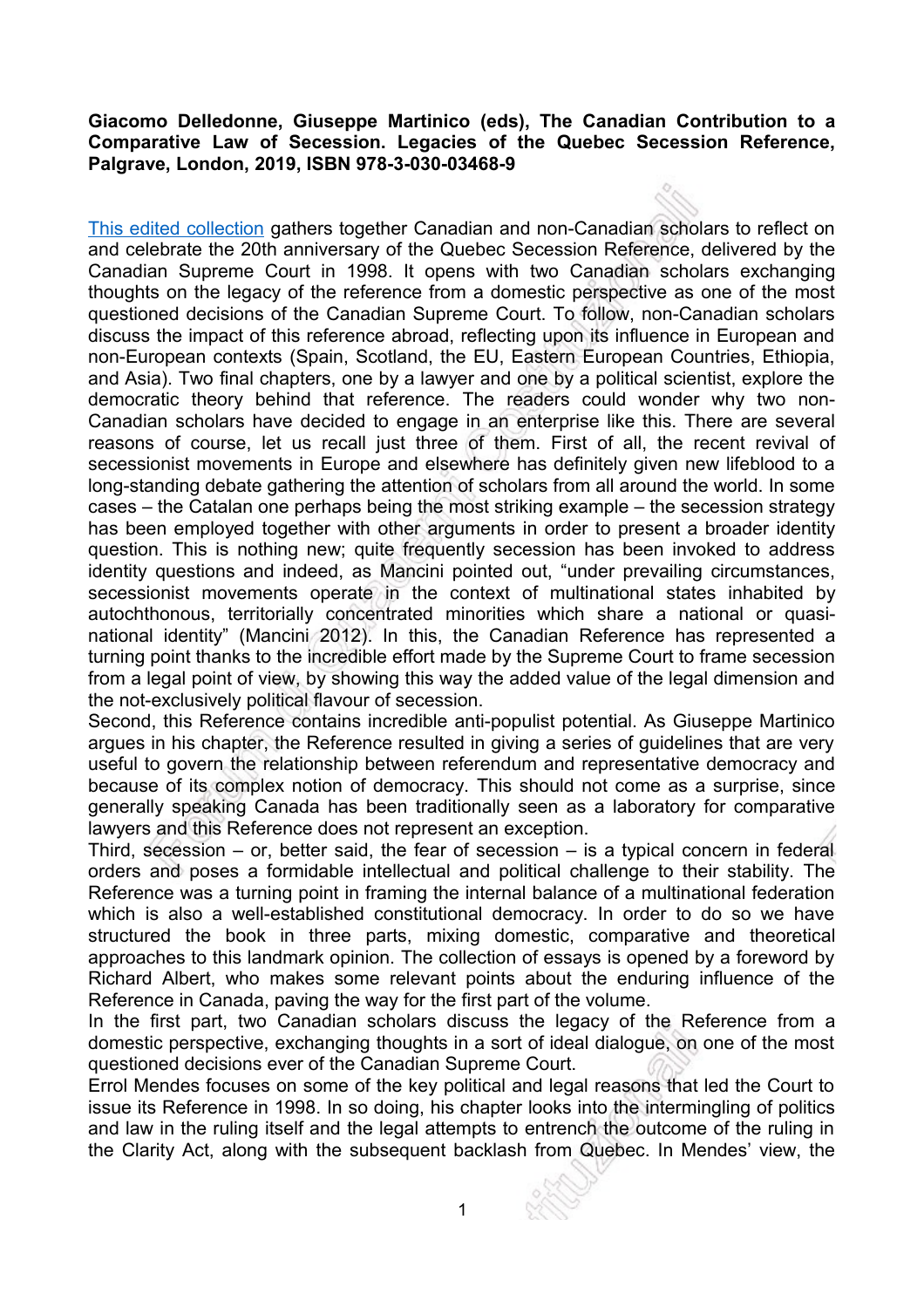**Giacomo Delledonne, Giuseppe Martinico (eds), The Canadian Contribution to a Comparative Law of Secession. Legacies of the Quebec Secession Reference, Palgrave, London, 2019, ISBN 978-3-030-03468-9**

This edited collection gathers together Canadian and non-Canadian scholars to reflect on and celebrate the 20th anniversary of the Quebec Secession Reference, delivered by the Canadian Supreme Court in 1998. It opens with two Canadian scholars exchanging thoughts on the legacy of the reference from a domestic perspective as one of the most questioned decisions of the Canadian Supreme Court. To follow, non-Canadian scholars discuss the impact of this reference abroad, reflecting upon its influence in European and non-European contexts (Spain, Scotland, the EU, Eastern European Countries, Ethiopia, and Asia). Two final chapters, one by a lawyer and one by a political scientist, explore the democratic theory behind that reference. The readers could wonder why two non-Canadian scholars have decided to engage in an enterprise like this. There are several reasons of course, let us recall just three of them. First of all, the recent revival of secessionist movements in Europe and elsewhere has definitely given new lifeblood to a long-standing debate gathering the attention of scholars from all around the world. In some cases – the Catalan one perhaps being the most striking example – the secession strategy has been employed together with other arguments in order to present a broader identity question. This is nothing new; quite frequently secession has been invoked to address identity questions and indeed, as Mancini pointed out, "under prevailing circumstances, secessionist movements operate in the context of multinational states inhabited by autochthonous, territorially concentrated minorities which share a national or quasi-national identity" (Mancini 2012). In this, the Canadian Reference has represented a turning point thanks to the incredible effort made by the Supreme Court to frame secession from a legal point of view, by showing this way the added value of the legal dimension and the not-exclusively political flavour of secession.

Second, this Reference contains incredible anti-populist potential. As Giuseppe Martinico argues in his chapter, the Reference resulted in giving a series of guidelines that are very useful to govern the relationship between referendum and representative democracy and because of its complex notion of democracy. This should not come as a surprise, since generally speaking Canada has been traditionally seen as a laboratory for comparative lawyers and this Reference does not represent an exception.

Third, secession – or, better said, the fear of secession – is a typical concern in federal orders and poses a formidable intellectual and political challenge to their stability. The Reference was a turning point in framing the internal balance of a multinational federation which is also a well-established constitutional democracy. In order to do so we have structured the book in three parts, mixing domestic, comparative and theoretical approaches to this landmark opinion. The collection of essays is opened by a foreword by Richard Albert, who makes some relevant points about the enduring influence of the Reference in Canada, paving the way for the first part of the volume.

In the first part, two Canadian scholars discuss the legacy of the Reference from a domestic perspective, exchanging thoughts in a sort of ideal dialogue, on one of the most questioned decisions ever of the Canadian Supreme Court.

Errol Mendes focuses on some of the key political and legal reasons that led the Court to issue its Reference in 1998. In so doing, his chapter looks into the intermingling of politics and law in the ruling itself and the legal attempts to entrench the outcome of the ruling in the Clarity Act, along with the subsequent backlash from Quebec. In Mendes' view, the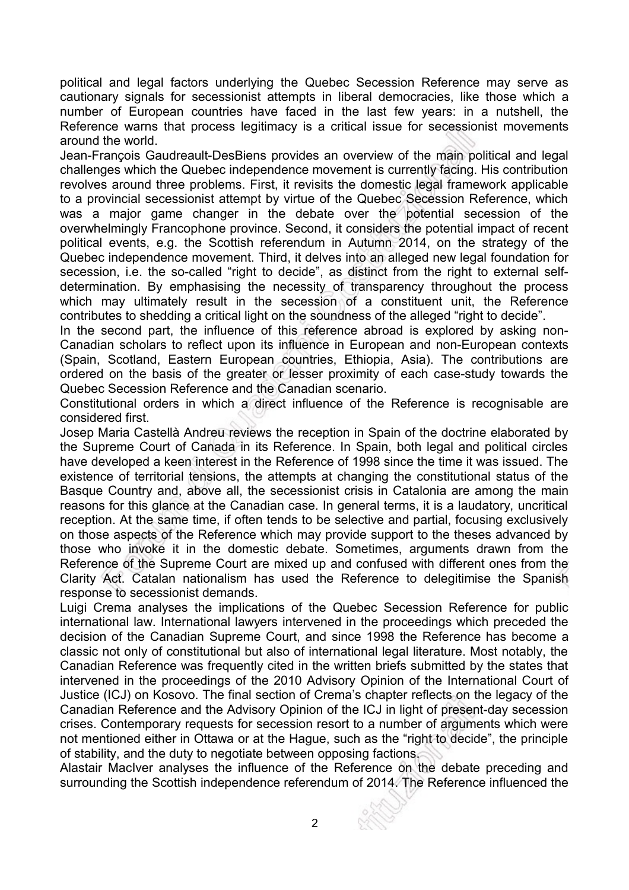political and legal factors underlying the Quebec Secession Reference may serve as cautionary signals for secessionist attempts in liberal democracies, like those which a number of European countries have faced in the last few years: in a nutshell, the Reference warns that process legitimacy is a critical issue for secessionist movements around the world.

Jean-François Gaudreault-DesBiens provides an overview of the main political and legal challenges which the Quebec independence movement is currently facing. His contribution revolves around three problems. First, it revisits the domestic legal framework applicable to a provincial secessionist attempt by virtue of the Quebec Secession Reference, which was a major game changer in the debate over the potential secession of the overwhelmingly Francophone province. Second, it considers the potential impact of recent political events, e.g. the Scottish referendum in Autumn 2014, on the strategy of the Quebec independence movement. Third, it delves into an alleged new legal foundation for secession, i.e. the so-called "right to decide", as distinct from the right to external self-determination. By emphasising the necessity of transparency throughout the process which may ultimately result in the secession of a constituent unit, the Reference contributes to shedding a critical light on the soundness of the alleged "right to decide".

In the second part, the influence of this reference abroad is explored by asking non-Canadian scholars to reflect upon its influence in European and non-European contexts (Spain, Scotland, Eastern European countries, Ethiopia, Asia). The contributions are ordered on the basis of the greater or lesser proximity of each case-study towards the Quebec Secession Reference and the Canadian scenario.

Constitutional orders in which a direct influence of the Reference is recognisable are considered first.

Josep Maria Castellà Andreu reviews the reception in Spain of the doctrine elaborated by the Supreme Court of Canada in its Reference. In Spain, both legal and political circles have developed a keen interest in the Reference of 1998 since the time it was issued. The existence of territorial tensions, the attempts at changing the constitutional status of the Basque Country and, above all, the secessionist crisis in Catalonia are among the main reasons for this glance at the Canadian case. In general terms, it is a laudatory, uncritical reception. At the same time, if often tends to be selective and partial, focusing exclusively on those aspects of the Reference which may provide support to the theses advanced by those who invoke it in the domestic debate. Sometimes, arguments drawn from the Reference of the Supreme Court are mixed up and confused with different ones from the Clarity Act. Catalan nationalism has used the Reference to delegitimise the Spanish response to secessionist demands.

Luigi Crema analyses the implications of the Quebec Secession Reference for public international law. International lawyers intervened in the proceedings which preceded the decision of the Canadian Supreme Court, and since 1998 the Reference has become a classic not only of constitutional but also of international legal literature. Most notably, the Canadian Reference was frequently cited in the written briefs submitted by the states that intervened in the proceedings of the 2010 Advisory Opinion of the International Court of Justice (ICJ) on Kosovo. The final section of Crema's chapter reflects on the legacy of the Canadian Reference and the Advisory Opinion of the ICJ in light of present-day secession crises. Contemporary requests for secession resort to a number of arguments which were not mentioned either in Ottawa or at the Hague, such as the "right to decide", the principle of stability, and the duty to negotiate between opposing factions.

Alastair MacIver analyses the influence of the Reference on the debate preceding and surrounding the Scottish independence referendum of 2014. The Reference influenced the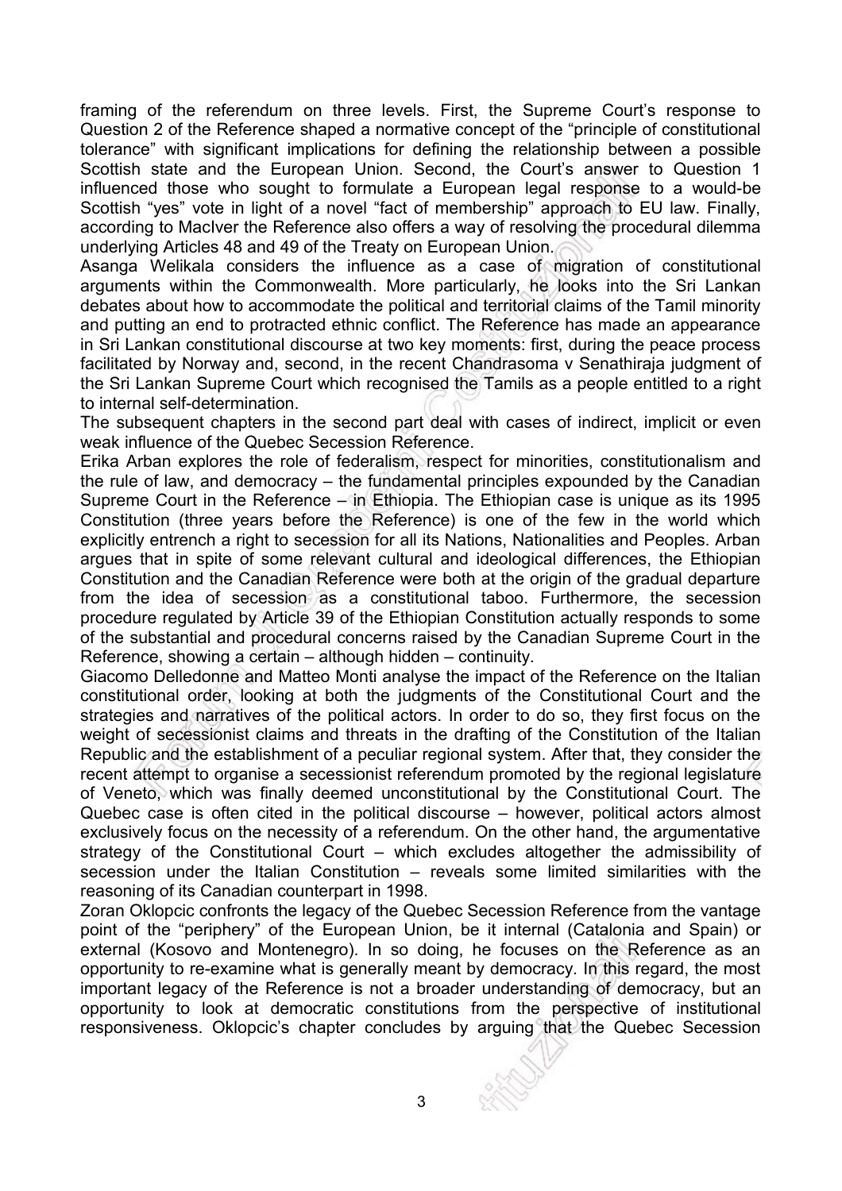framing of the referendum on three levels. First, the Supreme Court's response to Question 2 of the Reference shaped a normative concept of the "principle of constitutional tolerance" with significant implications for defining the relationship between a possible Scottish state and the European Union. Second, the Court's answer to Question 1 influenced those who sought to formulate a European legal response to a would-be Scottish "yes" vote in light of a novel "fact of membership" approach to EU law. Finally, according to MacIver the Reference also offers a way of resolving the procedural dilemma underlying Articles 48 and 49 of the Treaty on European Union.

Asanga Welikala considers the influence as a case of migration of constitutional arguments within the Commonwealth. More particularly, he looks into the Sri Lankan debates about how to accommodate the political and territorial claims of the Tamil minority and putting an end to protracted ethnic conflict. The Reference has made an appearance in Sri Lankan constitutional discourse at two key moments: first, during the peace process facilitated by Norway and, second, in the recent Chandrasoma v Senathiraja judgment of the Sri Lankan Supreme Court which recognised the Tamils as a people entitled to a right to internal self-determination.

The subsequent chapters in the second part deal with cases of indirect, implicit or even weak influence of the Quebec Secession Reference.

Erika Arban explores the role of federalism, respect for minorities, constitutionalism and the rule of law, and democracy – the fundamental principles expounded by the Canadian Supreme Court in the Reference – in Ethiopia. The Ethiopian case is unique as its 1995 Constitution (three years before the Reference) is one of the few in the world which explicitly entrench a right to secession for all its Nations, Nationalities and Peoples. Arban argues that in spite of some relevant cultural and ideological differences, the Ethiopian Constitution and the Canadian Reference were both at the origin of the gradual departure from the idea of secession as a constitutional taboo. Furthermore, the secession procedure regulated by Article 39 of the Ethiopian Constitution actually responds to some of the substantial and procedural concerns raised by the Canadian Supreme Court in the Reference, showing a certain – although hidden – continuity.

Giacomo Delledonne and Matteo Monti analyse the impact of the Reference on the Italian constitutional order, looking at both the judgments of the Constitutional Court and the strategies and narratives of the political actors. In order to do so, they first focus on the weight of secessionist claims and threats in the drafting of the Constitution of the Italian Republic and the establishment of a peculiar regional system. After that, they consider the recent attempt to organise a secessionist referendum promoted by the regional legislature of Veneto, which was finally deemed unconstitutional by the Constitutional Court. The Quebec case is often cited in the political discourse – however, political actors almost exclusively focus on the necessity of a referendum. On the other hand, the argumentative strategy of the Constitutional Court – which excludes altogether the admissibility of secession under the Italian Constitution – reveals some limited similarities with the reasoning of its Canadian counterpart in 1998.

Zoran Oklopcic confronts the legacy of the Quebec Secession Reference from the vantage point of the "periphery" of the European Union, be it internal (Catalonia and Spain) or external (Kosovo and Montenegro). In so doing, he focuses on the Reference as an opportunity to re-examine what is generally meant by democracy. In this regard, the most important legacy of the Reference is not a broader understanding of democracy, but an opportunity to look at democratic constitutions from the perspective of institutional responsiveness. Oklopcic's chapter concludes by arguing that the Quebec Secession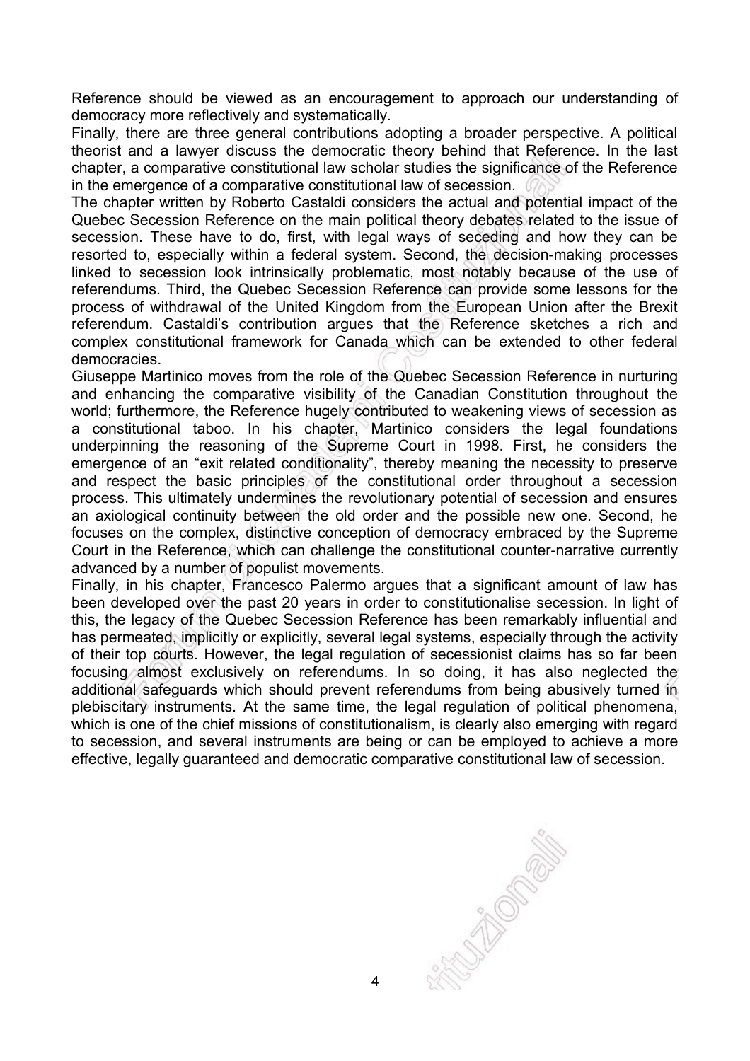Reference should be viewed as an encouragement to approach our understanding of democracy more reflectively and systematically.

Finally, there are three general contributions adopting a broader perspective. A political theorist and a lawyer discuss the democratic theory behind that Reference. In the last chapter, a comparative constitutional law scholar studies the significance of the Reference in the emergence of a comparative constitutional law of secession.

The chapter written by Roberto Castaldi considers the actual and potential impact of the Quebec Secession Reference on the main political theory debates related to the issue of secession. These have to do, first, with legal ways of seceding and how they can be resorted to, especially within a federal system. Second, the decision-making processes linked to secession look intrinsically problematic, most notably because of the use of referendums. Third, the Quebec Secession Reference can provide some lessons for the process of withdrawal of the United Kingdom from the European Union after the Brexit referendum. Castaldi's contribution argues that the Reference sketches a rich and complex constitutional framework for Canada which can be extended to other federal democracies.

Giuseppe Martinico moves from the role of the Quebec Secession Reference in nurturing and enhancing the comparative visibility of the Canadian Constitution throughout the world; furthermore, the Reference hugely contributed to weakening views of secession as a constitutional taboo. In his chapter, Martinico considers the legal foundations underpinning the reasoning of the Supreme Court in 1998. First, he considers the emergence of an "exit related conditionality", thereby meaning the necessity to preserve and respect the basic principles of the constitutional order throughout a secession process. This ultimately undermines the revolutionary potential of secession and ensures an axiological continuity between the old order and the possible new one. Second, he focuses on the complex, distinctive conception of democracy embraced by the Supreme Court in the Reference, which can challenge the constitutional counter-narrative currently advanced by a number of populist movements.

Finally, in his chapter, Francesco Palermo argues that a significant amount of law has been developed over the past 20 years in order to constitutionalise secession. In light of this, the legacy of the Quebec Secession Reference has been remarkably influential and has permeated, implicitly or explicitly, several legal systems, especially through the activity of their top courts. However, the legal regulation of secessionist claims has so far been focusing almost exclusively on referendums. In so doing, it has also neglected the additional safeguards which should prevent referendums from being abusively turned in plebiscitary instruments. At the same time, the legal regulation of political phenomena, which is one of the chief missions of constitutionalism, is clearly also emerging with regard to secession, and several instruments are being or can be employed to achieve a more effective, legally guaranteed and democratic comparative constitutional law of secession.